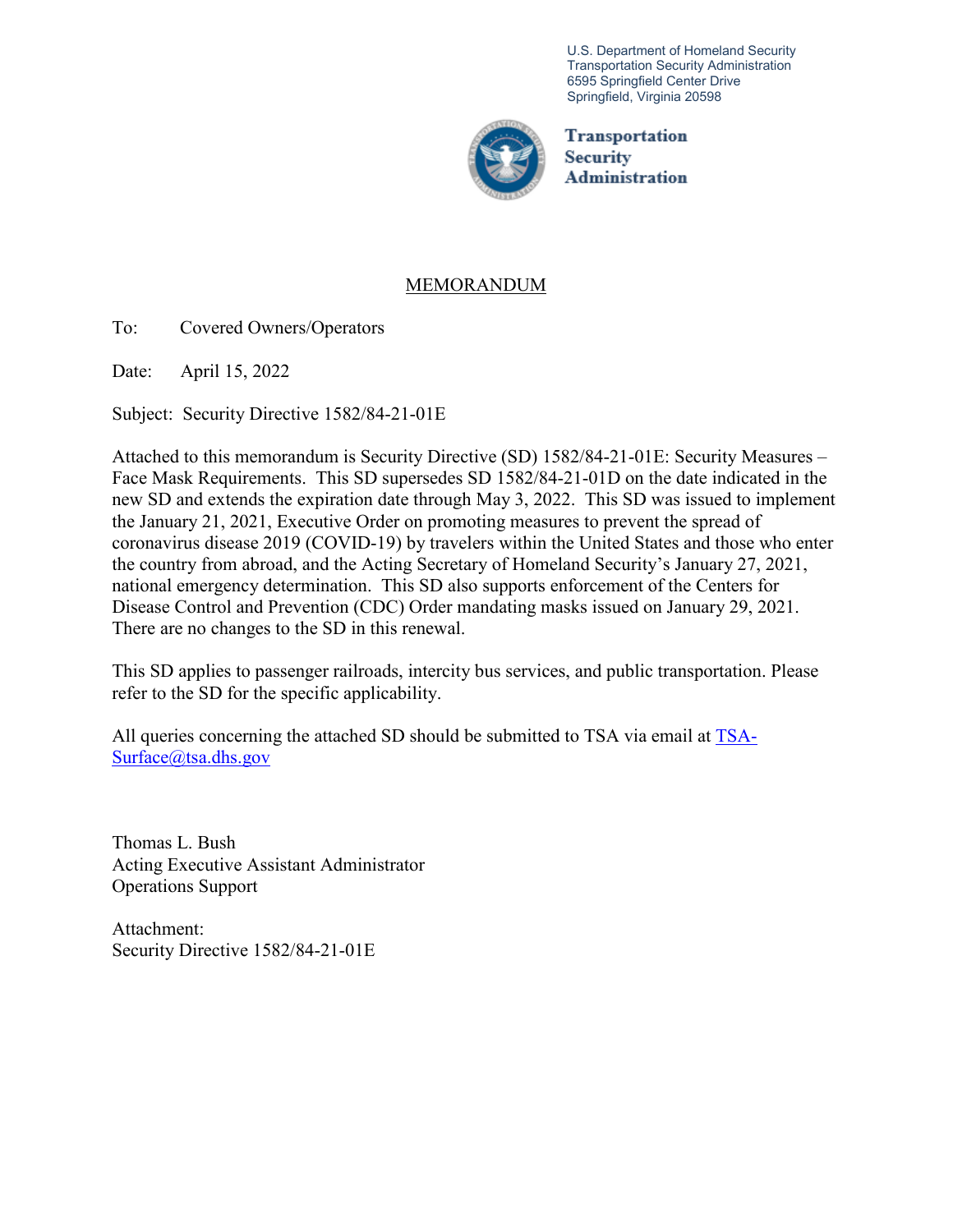U.S. Department of Homeland Security
Transportation Security Administration
6595 Springfield Center Drive
Springfield, Virginia 20598

**Transportation Security Administration**

# MEMORANDUM

To: Covered Owners/Operators

Date: April 15, 2022

Subject: Security Directive 1582/84-21-01E

Attached to this memorandum is Security Directive (SD) 1582/84-21-01E: Security Measures – Face Mask Requirements. This SD supersedes SD 1582/84-21-01D on the date indicated in the new SD and extends the expiration date through May 3, 2022. This SD was issued to implement the January 21, 2021, Executive Order on promoting measures to prevent the spread of coronavirus disease 2019 (COVID-19) by travelers within the United States and those who enter the country from abroad, and the Acting Secretary of Homeland Security's January 27, 2021, national emergency determination. This SD also supports enforcement of the Centers for Disease Control and Prevention (CDC) Order mandating masks issued on January 29, 2021. There are no changes to the SD in this renewal.

This SD applies to passenger railroads, intercity bus services, and public transportation. Please refer to the SD for the specific applicability.

All queries concerning the attached SD should be submitted to TSA via email at TSA-Surface@tsa.dhs.gov

Thomas L. Bush
Acting Executive Assistant Administrator
Operations Support

Attachment:
Security Directive 1582/84-21-01E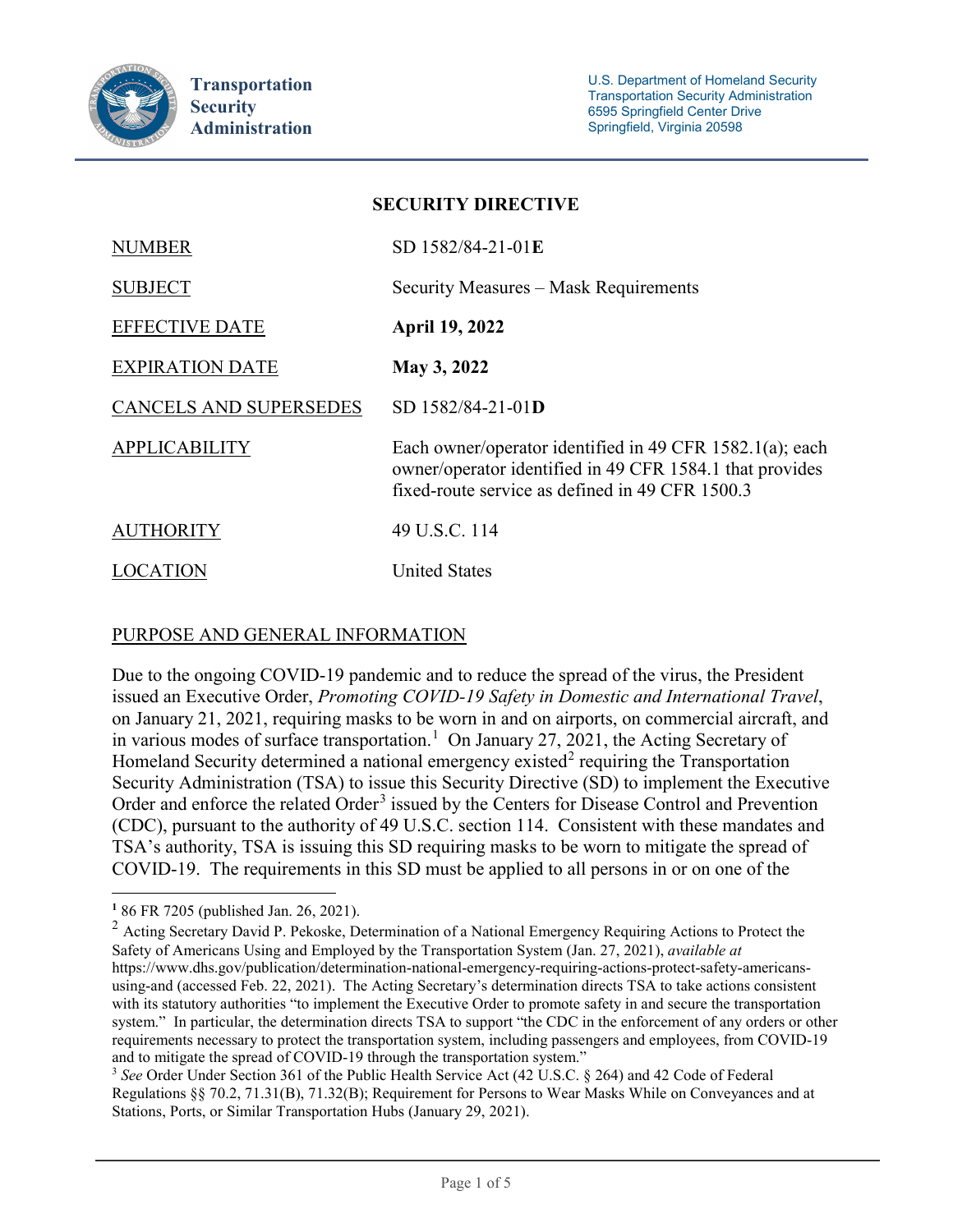**Transportation Security Administration**

U.S. Department of Homeland Security
Transportation Security Administration
6595 Springfield Center Drive
Springfield, Virginia 20598

## SECURITY DIRECTIVE

| | |
|---|---|
| NUMBER | SD 1582/84-21-01**E** |
| SUBJECT | Security Measures – Mask Requirements |
| EFFECTIVE DATE | **April 19, 2022** |
| EXPIRATION DATE | **May 3, 2022** |
| CANCELS AND SUPERSEDES | SD 1582/84-21-01**D** |
| APPLICABILITY | Each owner/operator identified in 49 CFR 1582.1(a); each owner/operator identified in 49 CFR 1584.1 that provides fixed-route service as defined in 49 CFR 1500.3 |
| AUTHORITY | 49 U.S.C. 114 |
| LOCATION | United States |

PURPOSE AND GENERAL INFORMATION

Due to the ongoing COVID-19 pandemic and to reduce the spread of the virus, the President issued an Executive Order, *Promoting COVID-19 Safety in Domestic and International Travel*, on January 21, 2021, requiring masks to be worn in and on airports, on commercial aircraft, and in various modes of surface transportation.[1] On January 27, 2021, the Acting Secretary of Homeland Security determined a national emergency existed[2] requiring the Transportation Security Administration (TSA) to issue this Security Directive (SD) to implement the Executive Order and enforce the related Order[3] issued by the Centers for Disease Control and Prevention (CDC), pursuant to the authority of 49 U.S.C. section 114. Consistent with these mandates and TSA's authority, TSA is issuing this SD requiring masks to be worn to mitigate the spread of COVID-19. The requirements in this SD must be applied to all persons in or on one of the

---

[1] 86 FR 7205 (published Jan. 26, 2021).

[2] Acting Secretary David P. Pekoske, Determination of a National Emergency Requiring Actions to Protect the Safety of Americans Using and Employed by the Transportation System (Jan. 27, 2021), *available at* https://www.dhs.gov/publication/determination-national-emergency-requiring-actions-protect-safety-americans-using-and (accessed Feb. 22, 2021). The Acting Secretary's determination directs TSA to take actions consistent with its statutory authorities "to implement the Executive Order to promote safety in and secure the transportation system." In particular, the determination directs TSA to support "the CDC in the enforcement of any orders or other requirements necessary to protect the transportation system, including passengers and employees, from COVID-19 and to mitigate the spread of COVID-19 through the transportation system."

[3] *See* Order Under Section 361 of the Public Health Service Act (42 U.S.C. § 264) and 42 Code of Federal Regulations §§ 70.2, 71.31(B), 71.32(B); Requirement for Persons to Wear Masks While on Conveyances and at Stations, Ports, or Similar Transportation Hubs (January 29, 2021).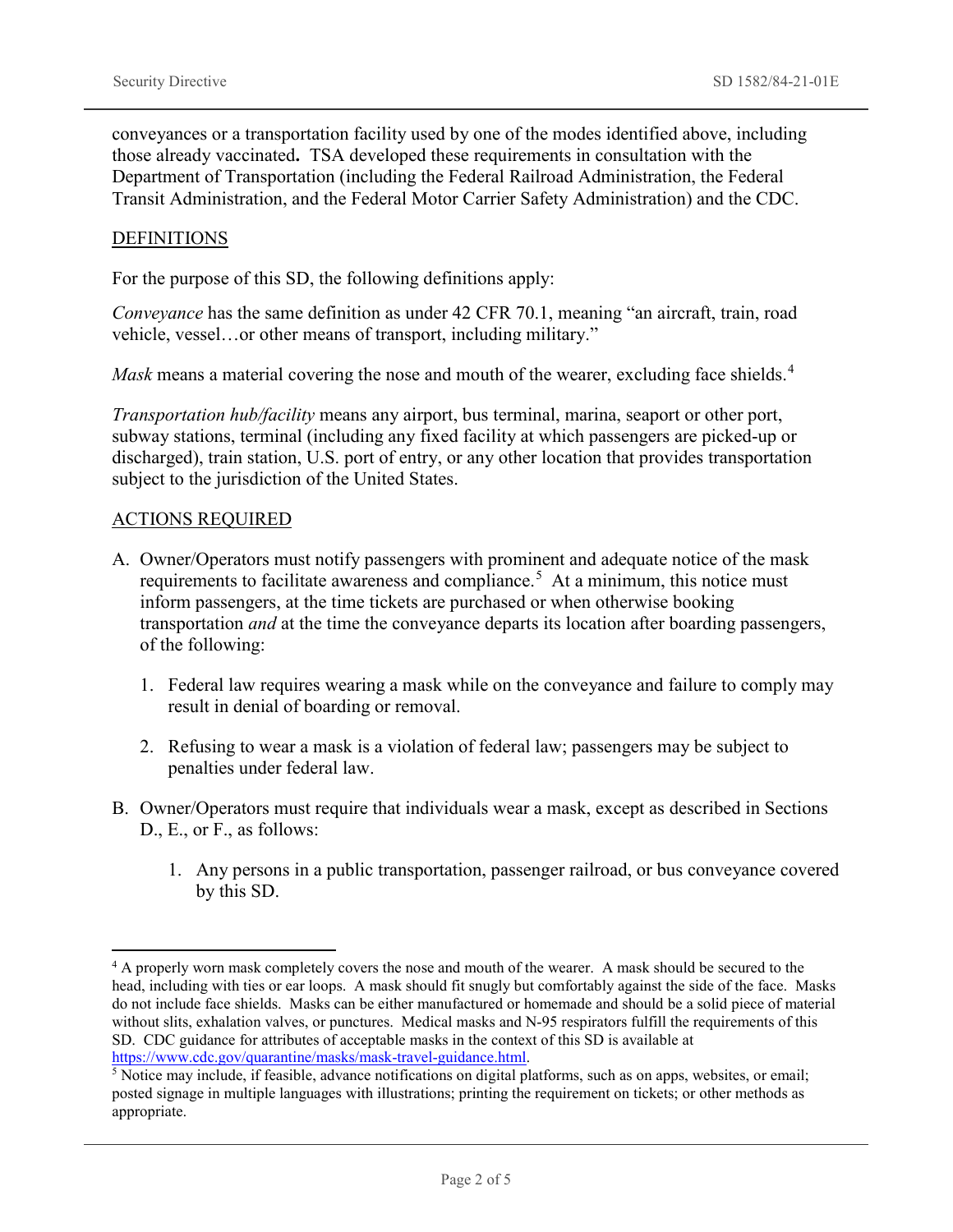conveyances or a transportation facility used by one of the modes identified above, including those already vaccinated**.** TSA developed these requirements in consultation with the Department of Transportation (including the Federal Railroad Administration, the Federal Transit Administration, and the Federal Motor Carrier Safety Administration) and the CDC.

## DEFINITIONS

For the purpose of this SD, the following definitions apply:

*Conveyance* has the same definition as under 42 CFR 70.1, meaning "an aircraft, train, road vehicle, vessel…or other means of transport, including military."

*Mask* means a material covering the nose and mouth of the wearer, excluding face shields.[4]

*Transportation hub/facility* means any airport, bus terminal, marina, seaport or other port, subway stations, terminal (including any fixed facility at which passengers are picked-up or discharged), train station, U.S. port of entry, or any other location that provides transportation subject to the jurisdiction of the United States.

## ACTIONS REQUIRED

A. Owner/Operators must notify passengers with prominent and adequate notice of the mask requirements to facilitate awareness and compliance.[5] At a minimum, this notice must inform passengers, at the time tickets are purchased or when otherwise booking transportation *and* at the time the conveyance departs its location after boarding passengers, of the following:

   1. Federal law requires wearing a mask while on the conveyance and failure to comply may result in denial of boarding or removal.

   2. Refusing to wear a mask is a violation of federal law; passengers may be subject to penalties under federal law.

B. Owner/Operators must require that individuals wear a mask, except as described in Sections D., E., or F., as follows:

   1. Any persons in a public transportation, passenger railroad, or bus conveyance covered by this SD.

---

[4] A properly worn mask completely covers the nose and mouth of the wearer. A mask should be secured to the head, including with ties or ear loops. A mask should fit snugly but comfortably against the side of the face. Masks do not include face shields. Masks can be either manufactured or homemade and should be a solid piece of material without slits, exhalation valves, or punctures. Medical masks and N-95 respirators fulfill the requirements of this SD. CDC guidance for attributes of acceptable masks in the context of this SD is available at https://www.cdc.gov/quarantine/masks/mask-travel-guidance.html.

[5] Notice may include, if feasible, advance notifications on digital platforms, such as on apps, websites, or email; posted signage in multiple languages with illustrations; printing the requirement on tickets; or other methods as appropriate.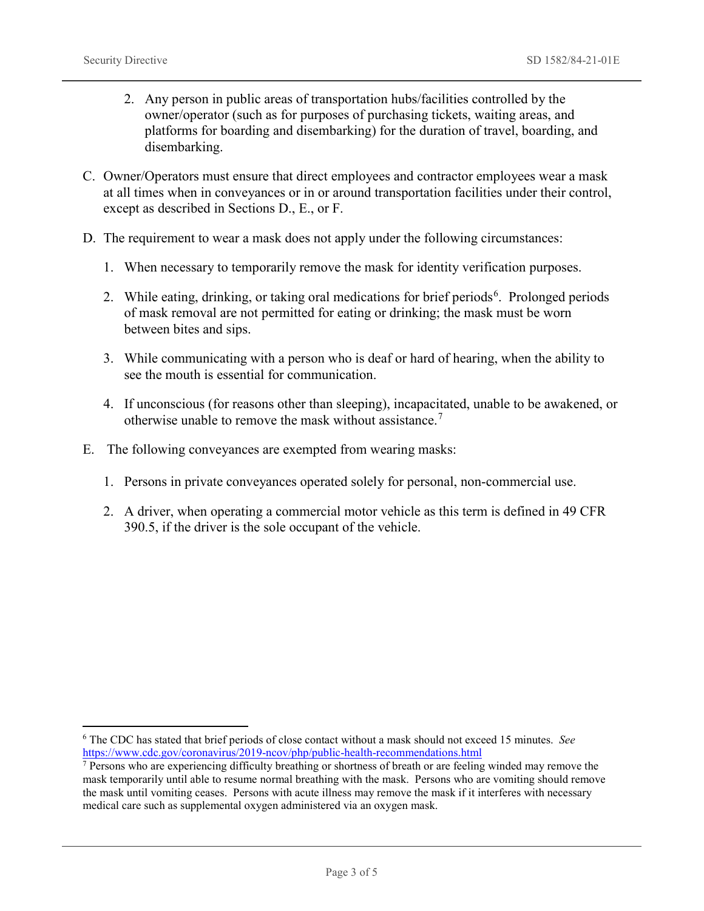2. Any person in public areas of transportation hubs/facilities controlled by the owner/operator (such as for purposes of purchasing tickets, waiting areas, and platforms for boarding and disembarking) for the duration of travel, boarding, and disembarking.

C. Owner/Operators must ensure that direct employees and contractor employees wear a mask at all times when in conveyances or in or around transportation facilities under their control, except as described in Sections D., E., or F.

D. The requirement to wear a mask does not apply under the following circumstances:

   1. When necessary to temporarily remove the mask for identity verification purposes.

   2. While eating, drinking, or taking oral medications for brief periods[6]. Prolonged periods of mask removal are not permitted for eating or drinking; the mask must be worn between bites and sips.

   3. While communicating with a person who is deaf or hard of hearing, when the ability to see the mouth is essential for communication.

   4. If unconscious (for reasons other than sleeping), incapacitated, unable to be awakened, or otherwise unable to remove the mask without assistance.[7]

E. The following conveyances are exempted from wearing masks:

   1. Persons in private conveyances operated solely for personal, non-commercial use.

   2. A driver, when operating a commercial motor vehicle as this term is defined in 49 CFR 390.5, if the driver is the sole occupant of the vehicle.

---

[6] The CDC has stated that brief periods of close contact without a mask should not exceed 15 minutes. *See* https://www.cdc.gov/coronavirus/2019-ncov/php/public-health-recommendations.html

[7] Persons who are experiencing difficulty breathing or shortness of breath or are feeling winded may remove the mask temporarily until able to resume normal breathing with the mask. Persons who are vomiting should remove the mask until vomiting ceases. Persons with acute illness may remove the mask if it interferes with necessary medical care such as supplemental oxygen administered via an oxygen mask.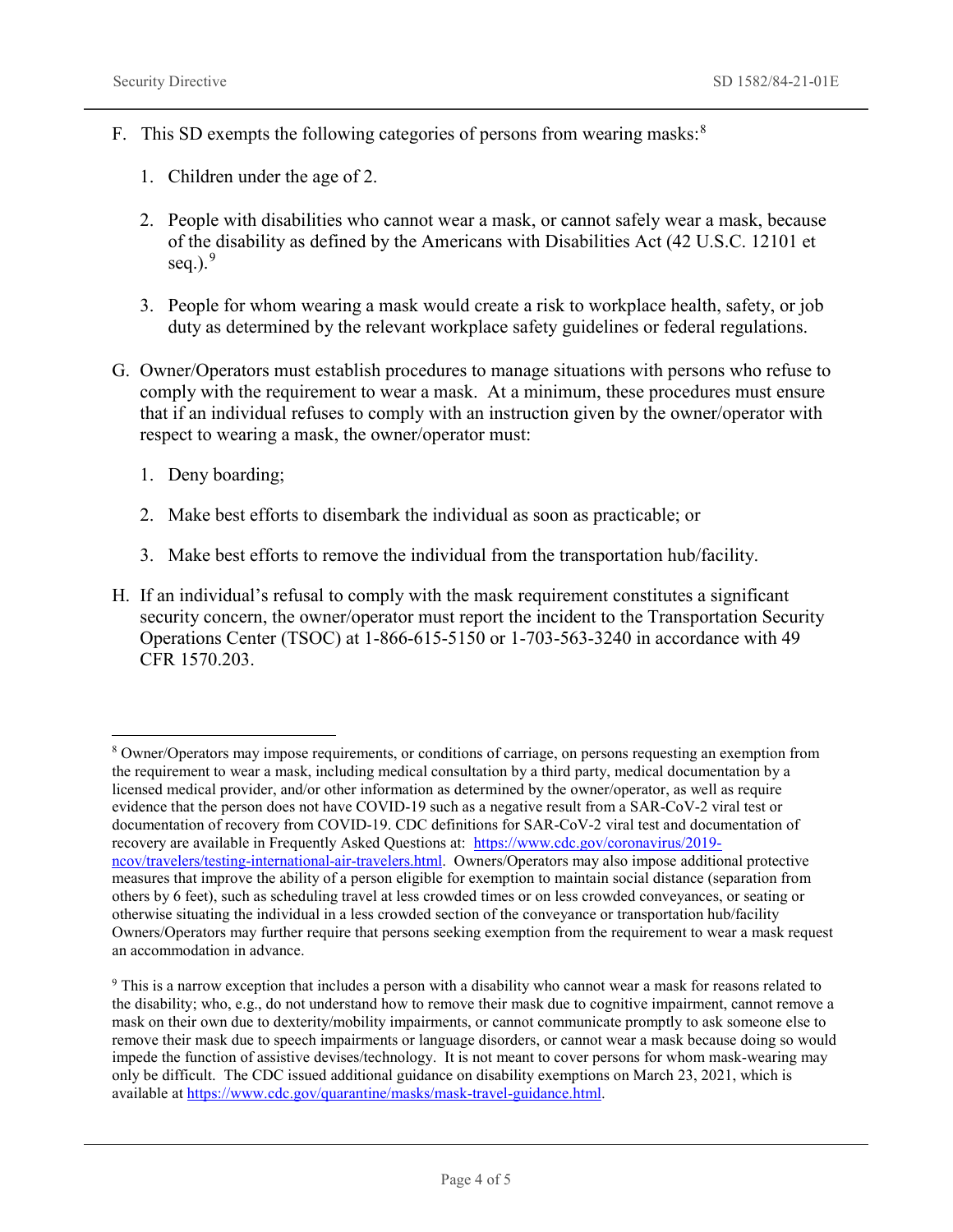F. This SD exempts the following categories of persons from wearing masks:[8]

   1. Children under the age of 2.

   2. People with disabilities who cannot wear a mask, or cannot safely wear a mask, because of the disability as defined by the Americans with Disabilities Act (42 U.S.C. 12101 et seq.).[9]

   3. People for whom wearing a mask would create a risk to workplace health, safety, or job duty as determined by the relevant workplace safety guidelines or federal regulations.

G. Owner/Operators must establish procedures to manage situations with persons who refuse to comply with the requirement to wear a mask. At a minimum, these procedures must ensure that if an individual refuses to comply with an instruction given by the owner/operator with respect to wearing a mask, the owner/operator must:

   1. Deny boarding;

   2. Make best efforts to disembark the individual as soon as practicable; or

   3. Make best efforts to remove the individual from the transportation hub/facility.

H. If an individual's refusal to comply with the mask requirement constitutes a significant security concern, the owner/operator must report the incident to the Transportation Security Operations Center (TSOC) at 1-866-615-5150 or 1-703-563-3240 in accordance with 49 CFR 1570.203.

---

[8] Owner/Operators may impose requirements, or conditions of carriage, on persons requesting an exemption from the requirement to wear a mask, including medical consultation by a third party, medical documentation by a licensed medical provider, and/or other information as determined by the owner/operator, as well as require evidence that the person does not have COVID-19 such as a negative result from a SAR-CoV-2 viral test or documentation of recovery from COVID-19. CDC definitions for SAR-CoV-2 viral test and documentation of recovery are available in Frequently Asked Questions at: https://www.cdc.gov/coronavirus/2019-ncov/travelers/testing-international-air-travelers.html. Owners/Operators may also impose additional protective measures that improve the ability of a person eligible for exemption to maintain social distance (separation from others by 6 feet), such as scheduling travel at less crowded times or on less crowded conveyances, or seating or otherwise situating the individual in a less crowded section of the conveyance or transportation hub/facility Owners/Operators may further require that persons seeking exemption from the requirement to wear a mask request an accommodation in advance.

[9] This is a narrow exception that includes a person with a disability who cannot wear a mask for reasons related to the disability; who, e.g., do not understand how to remove their mask due to cognitive impairment, cannot remove a mask on their own due to dexterity/mobility impairments, or cannot communicate promptly to ask someone else to remove their mask due to speech impairments or language disorders, or cannot wear a mask because doing so would impede the function of assistive devises/technology. It is not meant to cover persons for whom mask-wearing may only be difficult. The CDC issued additional guidance on disability exemptions on March 23, 2021, which is available at https://www.cdc.gov/quarantine/masks/mask-travel-guidance.html.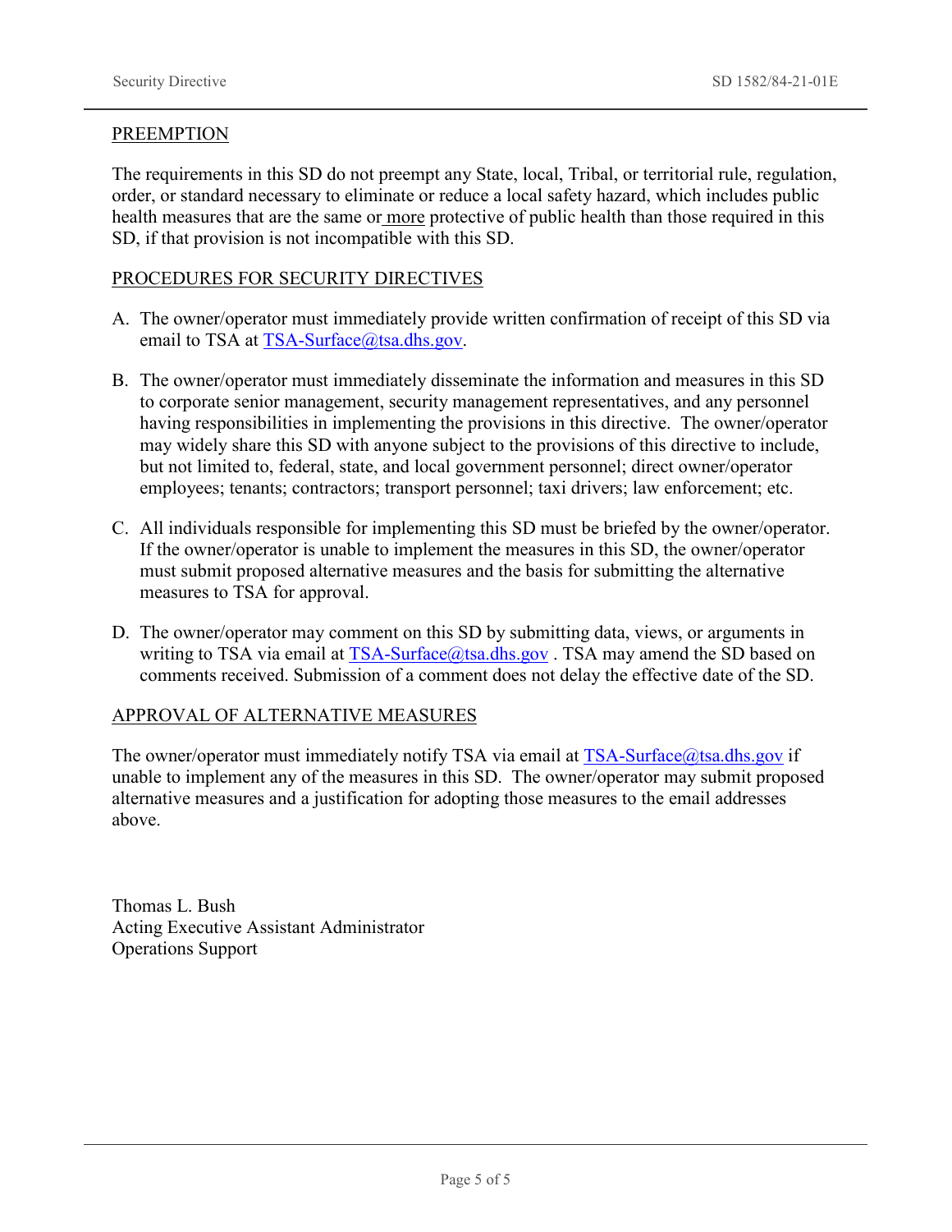## PREEMPTION

The requirements in this SD do not preempt any State, local, Tribal, or territorial rule, regulation, order, or standard necessary to eliminate or reduce a local safety hazard, which includes public health measures that are the same or more protective of public health than those required in this SD, if that provision is not incompatible with this SD.

## PROCEDURES FOR SECURITY DIRECTIVES

A. The owner/operator must immediately provide written confirmation of receipt of this SD via email to TSA at TSA-Surface@tsa.dhs.gov.

B. The owner/operator must immediately disseminate the information and measures in this SD to corporate senior management, security management representatives, and any personnel having responsibilities in implementing the provisions in this directive. The owner/operator may widely share this SD with anyone subject to the provisions of this directive to include, but not limited to, federal, state, and local government personnel; direct owner/operator employees; tenants; contractors; transport personnel; taxi drivers; law enforcement; etc.

C. All individuals responsible for implementing this SD must be briefed by the owner/operator. If the owner/operator is unable to implement the measures in this SD, the owner/operator must submit proposed alternative measures and the basis for submitting the alternative measures to TSA for approval.

D. The owner/operator may comment on this SD by submitting data, views, or arguments in writing to TSA via email at TSA-Surface@tsa.dhs.gov . TSA may amend the SD based on comments received. Submission of a comment does not delay the effective date of the SD.

## APPROVAL OF ALTERNATIVE MEASURES

The owner/operator must immediately notify TSA via email at TSA-Surface@tsa.dhs.gov if unable to implement any of the measures in this SD. The owner/operator may submit proposed alternative measures and a justification for adopting those measures to the email addresses above.

Thomas L. Bush
Acting Executive Assistant Administrator
Operations Support